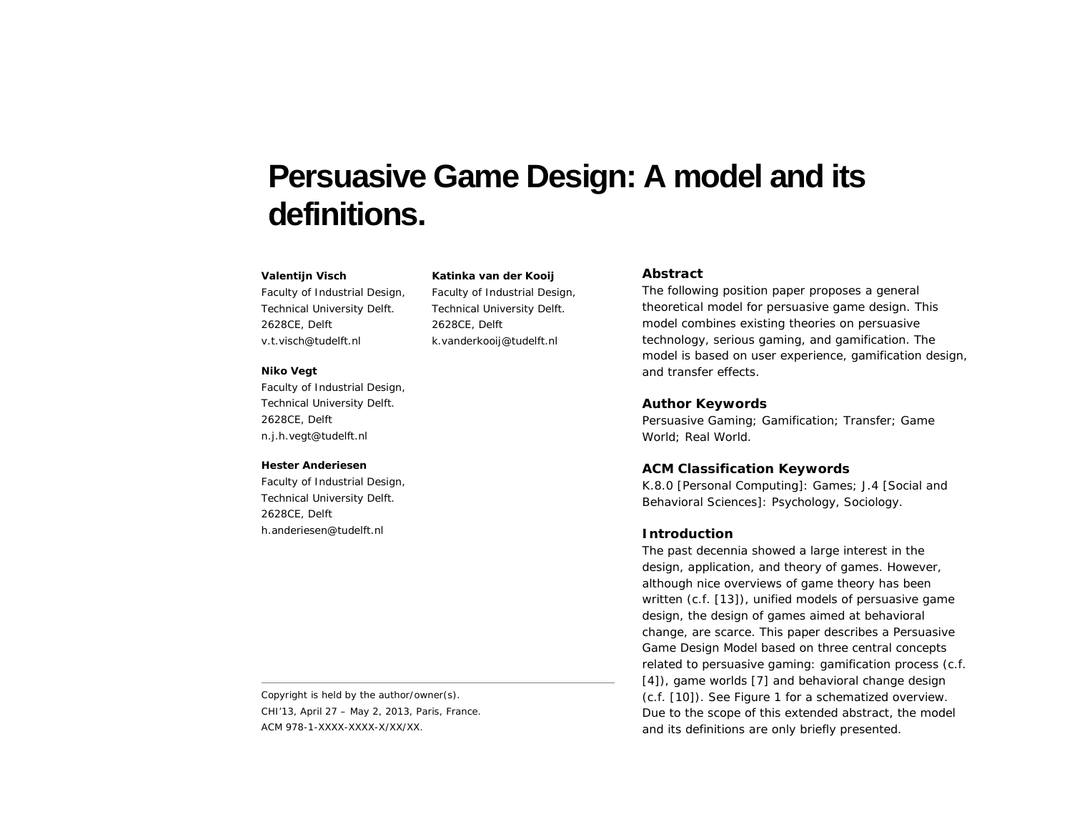# Persuasive Game Design: A model and its definitions.

**Valentijn Visch**
Faculty of Industrial Design,
Technical University Delft.
2628CE, Delft
v.t.visch@tudelft.nl

**Katinka van der Kooij**
Faculty of Industrial Design,
Technical University Delft.
2628CE, Delft
k.vanderkooij@tudelft.nl

**Niko Vegt**
Faculty of Industrial Design,
Technical University Delft.
2628CE, Delft
n.j.h.vegt@tudelft.nl

**Hester Anderiesen**
Faculty of Industrial Design,
Technical University Delft.
2628CE, Delft
h.anderiesen@tudelft.nl

Copyright is held by the author/owner(s).
CHI'13, April 27 – May 2, 2013, Paris, France.
ACM 978-1-XXXX-XXXX-X/XX/XX.

## Abstract

The following position paper proposes a general theoretical model for persuasive game design. This model combines existing theories on persuasive technology, serious gaming, and gamification. The model is based on user experience, gamification design, and transfer effects.

## Author Keywords

Persuasive Gaming; Gamification; Transfer; Game World; Real World.

## ACM Classification Keywords

K.8.0 [Personal Computing]: Games; J.4 [Social and Behavioral Sciences]: Psychology, Sociology.

## Introduction

The past decennia showed a large interest in the design, application, and theory of games. However, although nice overviews of game theory has been written (c.f. [13]), unified models of persuasive game design, the design of games aimed at behavioral change, are scarce. This paper describes a Persuasive Game Design Model based on three central concepts related to persuasive gaming: gamification process (c.f. [4]), game worlds [7] and behavioral change design (c.f. [10]). See Figure 1 for a schematized overview. Due to the scope of this extended abstract, the model and its definitions are only briefly presented.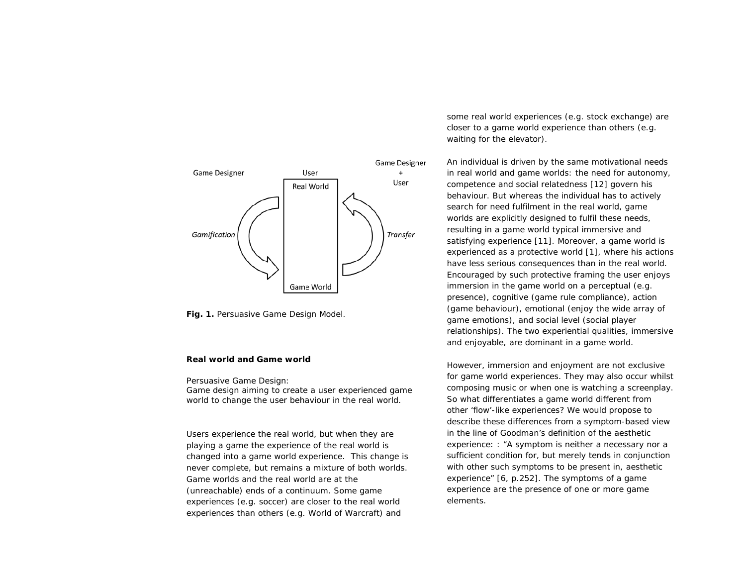Fig. 1. Persuasive Game Design Model.

**Real world and Game world**

Persuasive Game Design:
Game design aiming to create a user experienced game world to change the user behaviour in the real world.

Users experience the real world, but when they are playing a game the experience of the real world is changed into a game world experience. This change is never complete, but remains a mixture of both worlds. Game worlds and the real world are at the (unreachable) ends of a continuum. Some game experiences (e.g. soccer) are closer to the real world experiences than others (e.g. World of Warcraft) and some real world experiences (e.g. stock exchange) are closer to a game world experience than others (e.g. waiting for the elevator).

An individual is driven by the same motivational needs in real world and game worlds: the need for autonomy, competence and social relatedness [12] govern his behaviour. But whereas the individual has to actively search for need fulfilment in the real world, game worlds are explicitly designed to fulfil these needs, resulting in a game world typical immersive and satisfying experience [11]. Moreover, a game world is experienced as a protective world [1], where his actions have less serious consequences than in the real world. Encouraged by such protective framing the user enjoys immersion in the game world on a perceptual (e.g. presence), cognitive (game rule compliance), action (game behaviour), emotional (enjoy the wide array of game emotions), and social level (social player relationships). The two experiential qualities, immersive and enjoyable, are dominant in a game world.

However, immersion and enjoyment are not exclusive for game world experiences. They may also occur whilst composing music or when one is watching a screenplay. So what differentiates a game world different from other 'flow'-like experiences? We would propose to describe these differences from a symptom-based view in the line of Goodman's definition of the aesthetic experience: : "A symptom is neither a necessary nor a sufficient condition for, but merely tends in conjunction with other such symptoms to be present in, aesthetic experience" [6, p.252]. The symptoms of a game experience are the presence of one or more game elements.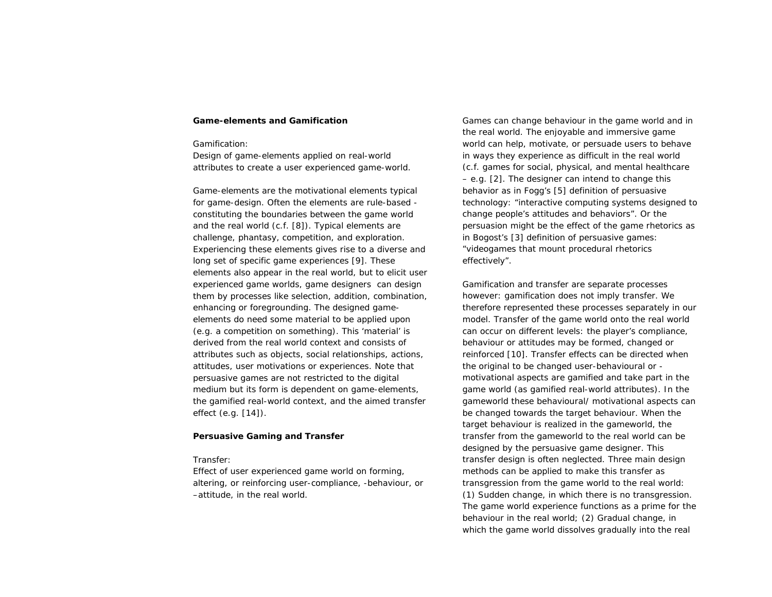**Game-elements and Gamification**

Gamification:
Design of game-elements applied on real-world attributes to create a user experienced game-world.

Game-elements are the motivational elements typical for game-design. Often the elements are rule-based - constituting the boundaries between the game world and the real world (c.f. [8]). Typical elements are challenge, phantasy, competition, and exploration. Experiencing these elements gives rise to a diverse and long set of specific game experiences [9]. These elements also appear in the real world, but to elicit user experienced game worlds, game designers can design them by processes like selection, addition, combination, enhancing or foregrounding. The designed game-elements do need some material to be applied upon (e.g. a competition on something). This 'material' is derived from the real world context and consists of attributes such as objects, social relationships, actions, attitudes, user motivations or experiences. Note that persuasive games are not restricted to the digital medium but its form is dependent on game-elements, the gamified real-world context, and the aimed transfer effect (e.g. [14]).

**Persuasive Gaming and Transfer**

Transfer:
Effect of user experienced game world on forming, altering, or reinforcing user-compliance, -behaviour, or –attitude, in the real world.

Games can change behaviour in the game world and in the real world. The enjoyable and immersive game world can help, motivate, or persuade users to behave in ways they experience as difficult in the real world (c.f. games for social, physical, and mental healthcare – e.g. [2]. The designer can intend to change this behavior as in Fogg's [5] definition of persuasive technology: "interactive computing systems designed to change people's attitudes and behaviors". Or the persuasion might be the effect of the game rhetorics as in Bogost's [3] definition of persuasive games: "videogames that mount procedural rhetorics effectively".

Gamification and transfer are separate processes however: gamification does not imply transfer. We therefore represented these processes separately in our model. Transfer of the game world onto the real world can occur on different levels: the player's compliance, behaviour or attitudes may be formed, changed or reinforced [10]. Transfer effects can be directed when the original to be changed user-behavioural or -motivational aspects are gamified and take part in the game world (as gamified real-world attributes). In the gameworld these behavioural/ motivational aspects can be changed towards the target behaviour. When the target behaviour is realized in the gameworld, the transfer from the gameworld to the real world can be designed by the persuasive game designer. This transfer design is often neglected. Three main design methods can be applied to make this transfer as transgression from the game world to the real world: (1) Sudden change, in which there is no transgression. The game world experience functions as a prime for the behaviour in the real world; (2) Gradual change, in which the game world dissolves gradually into the real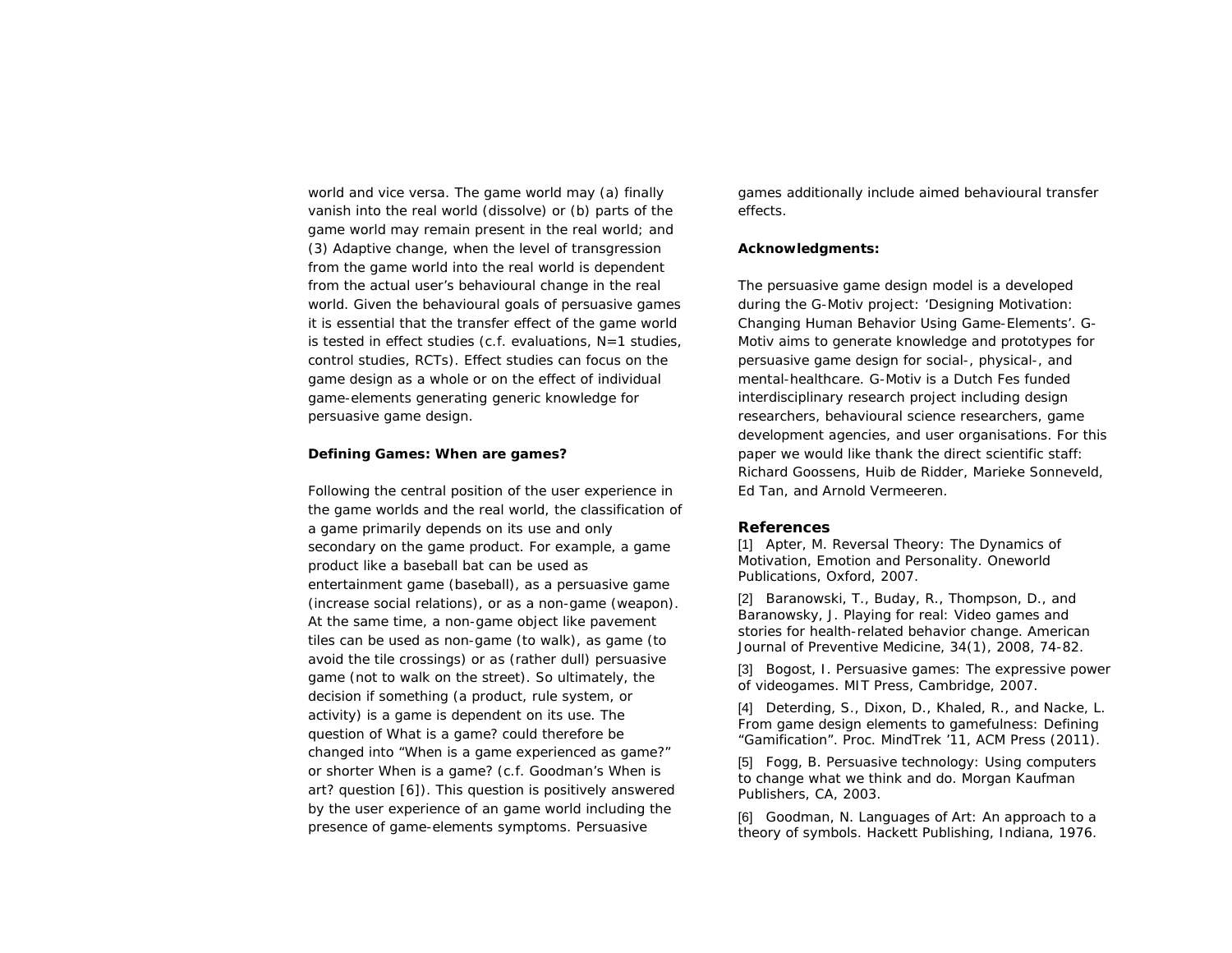world and vice versa. The game world may (a) finally vanish into the real world (dissolve) or (b) parts of the game world may remain present in the real world; and (3) Adaptive change, when the level of transgression from the game world into the real world is dependent from the actual user's behavioural change in the real world. Given the behavioural goals of persuasive games it is essential that the transfer effect of the game world is tested in effect studies (c.f. evaluations, N=1 studies, control studies, RCTs). Effect studies can focus on the game design as a whole or on the effect of individual game-elements generating generic knowledge for persuasive game design.

**Defining Games: When are games?**

Following the central position of the user experience in the game worlds and the real world, the classification of a game primarily depends on its use and only secondary on the game product. For example, a game product like a baseball bat can be used as entertainment game (baseball), as a persuasive game (increase social relations), or as a non-game (weapon). At the same time, a non-game object like pavement tiles can be used as non-game (to walk), as game (to avoid the tile crossings) or as (rather dull) persuasive game (not to walk on the street). So ultimately, the decision if something (a product, rule system, or activity) is a game is dependent on its use. The question of What is a game? could therefore be changed into "When is a game experienced as game?" or shorter When is a game? (c.f. Goodman's When is art? question [6]). This question is positively answered by the user experience of an game world including the presence of game-elements symptoms. Persuasive games additionally include aimed behavioural transfer effects.

**Acknowledgments:**

The persuasive game design model is a developed during the G-Motiv project: 'Designing Motivation: Changing Human Behavior Using Game-Elements'. G-Motiv aims to generate knowledge and prototypes for persuasive game design for social-, physical-, and mental-healthcare. G-Motiv is a Dutch Fes funded interdisciplinary research project including design researchers, behavioural science researchers, game development agencies, and user organisations. For this paper we would like thank the direct scientific staff: Richard Goossens, Huib de Ridder, Marieke Sonneveld, Ed Tan, and Arnold Vermeeren.

## References

[1] Apter, M. Reversal Theory: The Dynamics of Motivation, Emotion and Personality. Oneworld Publications, Oxford, 2007.

[2] Baranowski, T., Buday, R., Thompson, D., and Baranowsky, J. Playing for real: Video games and stories for health-related behavior change. American Journal of Preventive Medicine, 34(1), 2008, 74-82.

[3] Bogost, I. Persuasive games: The expressive power of videogames. MIT Press, Cambridge, 2007.

[4] Deterding, S., Dixon, D., Khaled, R., and Nacke, L. From game design elements to gamefulness: Defining "Gamification". Proc. MindTrek '11, ACM Press (2011).

[5] Fogg, B. Persuasive technology: Using computers to change what we think and do. Morgan Kaufman Publishers, CA, 2003.

[6] Goodman, N. Languages of Art: An approach to a theory of symbols. Hackett Publishing, Indiana, 1976.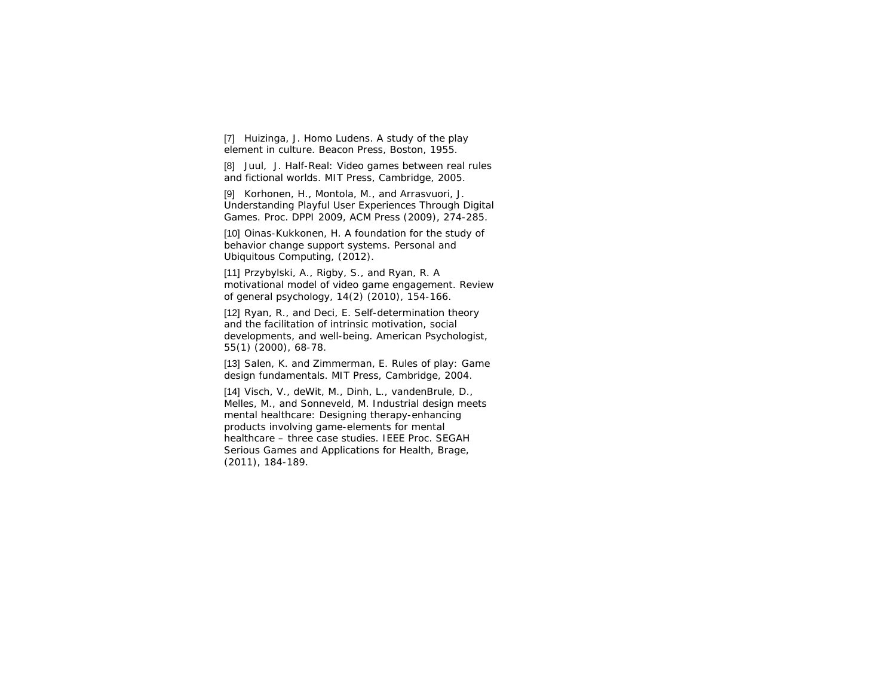[7] Huizinga, J. Homo Ludens. A study of the play element in culture. Beacon Press, Boston, 1955.

[8] Juul, J. Half-Real: Video games between real rules and fictional worlds. MIT Press, Cambridge, 2005.

[9] Korhonen, H., Montola, M., and Arrasvuori, J. Understanding Playful User Experiences Through Digital Games. Proc. DPPI 2009, ACM Press (2009), 274-285.

[10] Oinas-Kukkonen, H. A foundation for the study of behavior change support systems. Personal and Ubiquitous Computing, (2012).

[11] Przybylski, A., Rigby, S., and Ryan, R. A motivational model of video game engagement. Review of general psychology, 14(2) (2010), 154-166.

[12] Ryan, R., and Deci, E. Self-determination theory and the facilitation of intrinsic motivation, social developments, and well-being. American Psychologist, 55(1) (2000), 68-78.

[13] Salen, K. and Zimmerman, E. Rules of play: Game design fundamentals. MIT Press, Cambridge, 2004.

[14] Visch, V., deWit, M., Dinh, L., vandenBrule, D., Melles, M., and Sonneveld, M. Industrial design meets mental healthcare: Designing therapy-enhancing products involving game-elements for mental healthcare – three case studies. IEEE Proc. SEGAH Serious Games and Applications for Health, Brage, (2011), 184-189.